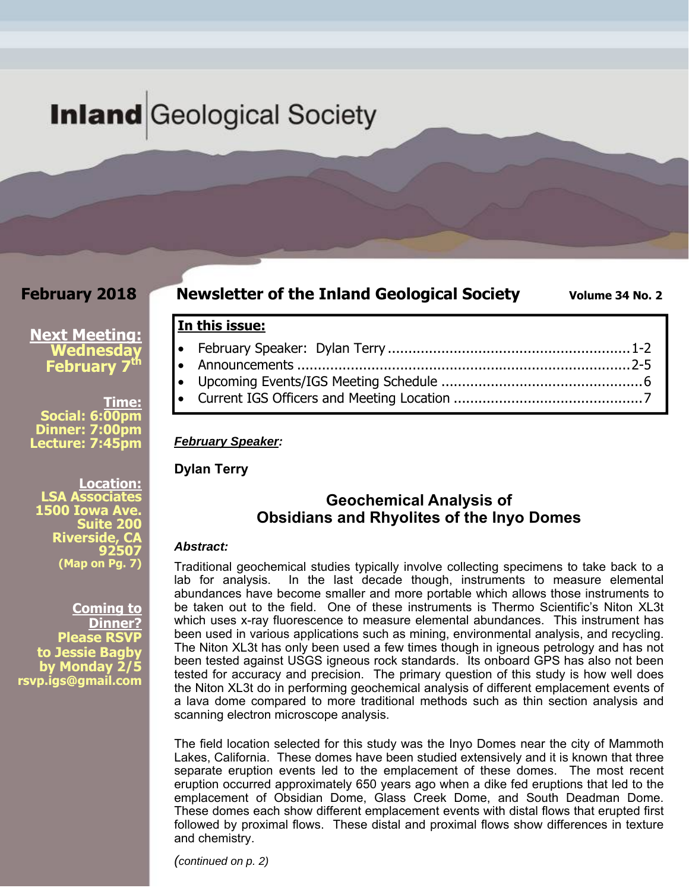# Inland Geological Society

**February 2018**

**Next Meeting:**
**Wednesday February 7th**

**Time:**
**Social: 6:00pm**
**Dinner: 7:00pm**
**Lecture: 7:45pm**

**Location:**
**LSA Associates**
**1500 Iowa Ave.**
**Suite 200**
**Riverside, CA 92507**
**(Map on Pg. 7)**

**Coming to Dinner?**
**Please RSVP to Jessie Bagby by Monday 2/5**
**rsvp.igs@gmail.com**

## Newsletter of the Inland Geological Society

**Volume 34 No. 2**

**In this issue:**

- February Speaker: Dylan Terry ........ 1-2
- Announcements ........ 2-5
- Upcoming Events/IGS Meeting Schedule ........ 6
- Current IGS Officers and Meeting Location ........ 7

***February Speaker:***

**Dylan Terry**

### Geochemical Analysis of Obsidians and Rhyolites of the Inyo Domes

***Abstract:***

Traditional geochemical studies typically involve collecting specimens to take back to a lab for analysis. In the last decade though, instruments to measure elemental abundances have become smaller and more portable which allows those instruments to be taken out to the field. One of these instruments is Thermo Scientific's Niton XL3t which uses x-ray fluorescence to measure elemental abundances. This instrument has been used in various applications such as mining, environmental analysis, and recycling. The Niton XL3t has only been used a few times though in igneous petrology and has not been tested against USGS igneous rock standards. Its onboard GPS has also not been tested for accuracy and precision. The primary question of this study is how well does the Niton XL3t do in performing geochemical analysis of different emplacement events of a lava dome compared to more traditional methods such as thin section analysis and scanning electron microscope analysis.

The field location selected for this study was the Inyo Domes near the city of Mammoth Lakes, California. These domes have been studied extensively and it is known that three separate eruption events led to the emplacement of these domes. The most recent eruption occurred approximately 650 years ago when a dike fed eruptions that led to the emplacement of Obsidian Dome, Glass Creek Dome, and South Deadman Dome. These domes each show different emplacement events with distal flows that erupted first followed by proximal flows. These distal and proximal flows show differences in texture and chemistry.

*(continued on p. 2)*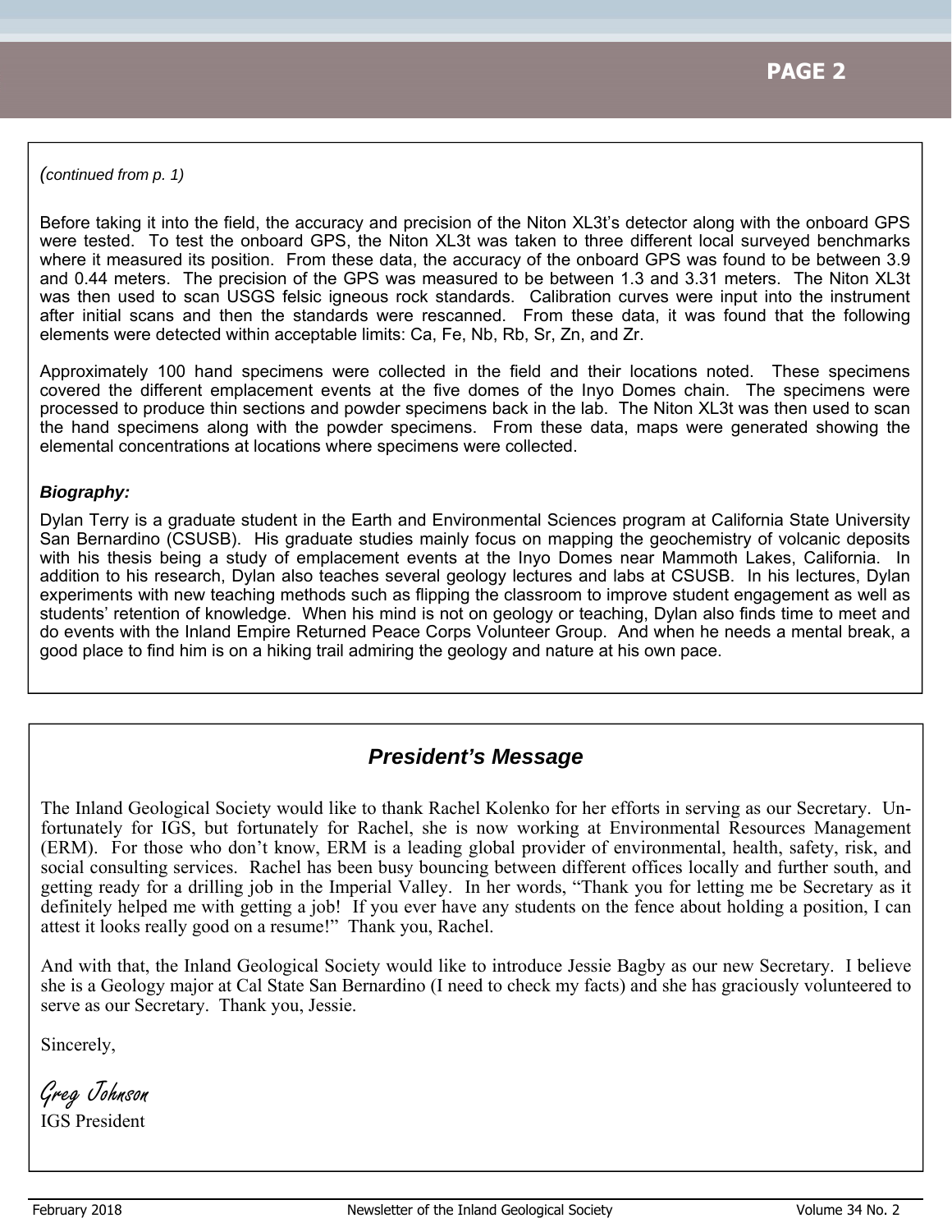*(continued from p. 1)*

Before taking it into the field, the accuracy and precision of the Niton XL3t's detector along with the onboard GPS were tested. To test the onboard GPS, the Niton XL3t was taken to three different local surveyed benchmarks where it measured its position. From these data, the accuracy of the onboard GPS was found to be between 3.9 and 0.44 meters. The precision of the GPS was measured to be between 1.3 and 3.31 meters. The Niton XL3t was then used to scan USGS felsic igneous rock standards. Calibration curves were input into the instrument after initial scans and then the standards were rescanned. From these data, it was found that the following elements were detected within acceptable limits: Ca, Fe, Nb, Rb, Sr, Zn, and Zr.

Approximately 100 hand specimens were collected in the field and their locations noted. These specimens covered the different emplacement events at the five domes of the Inyo Domes chain. The specimens were processed to produce thin sections and powder specimens back in the lab. The Niton XL3t was then used to scan the hand specimens along with the powder specimens. From these data, maps were generated showing the elemental concentrations at locations where specimens were collected.

***Biography:***

Dylan Terry is a graduate student in the Earth and Environmental Sciences program at California State University San Bernardino (CSUSB). His graduate studies mainly focus on mapping the geochemistry of volcanic deposits with his thesis being a study of emplacement events at the Inyo Domes near Mammoth Lakes, California. In addition to his research, Dylan also teaches several geology lectures and labs at CSUSB. In his lectures, Dylan experiments with new teaching methods such as flipping the classroom to improve student engagement as well as students' retention of knowledge. When his mind is not on geology or teaching, Dylan also finds time to meet and do events with the Inland Empire Returned Peace Corps Volunteer Group. And when he needs a mental break, a good place to find him is on a hiking trail admiring the geology and nature at his own pace.

## *President's Message*

The Inland Geological Society would like to thank Rachel Kolenko for her efforts in serving as our Secretary. Unfortunately for IGS, but fortunately for Rachel, she is now working at Environmental Resources Management (ERM). For those who don't know, ERM is a leading global provider of environmental, health, safety, risk, and social consulting services. Rachel has been busy bouncing between different offices locally and further south, and getting ready for a drilling job in the Imperial Valley. In her words, "Thank you for letting me be Secretary as it definitely helped me with getting a job! If you ever have any students on the fence about holding a position, I can attest it looks really good on a resume!" Thank you, Rachel.

And with that, the Inland Geological Society would like to introduce Jessie Bagby as our new Secretary. I believe she is a Geology major at Cal State San Bernardino (I need to check my facts) and she has graciously volunteered to serve as our Secretary. Thank you, Jessie.

Sincerely,

*Greg Johnson*
IGS President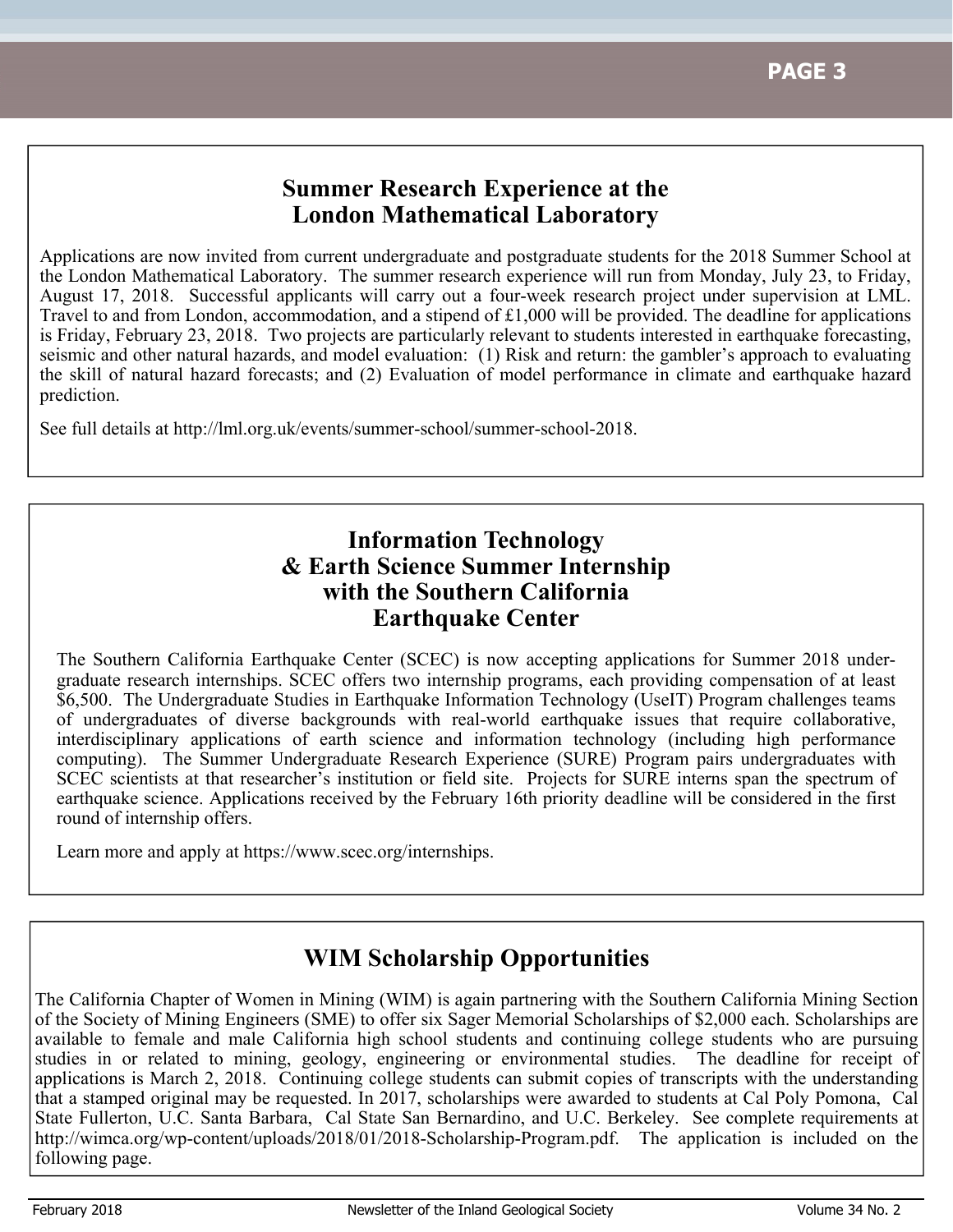## Summer Research Experience at the London Mathematical Laboratory

Applications are now invited from current undergraduate and postgraduate students for the 2018 Summer School at the London Mathematical Laboratory. The summer research experience will run from Monday, July 23, to Friday, August 17, 2018. Successful applicants will carry out a four-week research project under supervision at LML. Travel to and from London, accommodation, and a stipend of £1,000 will be provided. The deadline for applications is Friday, February 23, 2018. Two projects are particularly relevant to students interested in earthquake forecasting, seismic and other natural hazards, and model evaluation: (1) Risk and return: the gambler's approach to evaluating the skill of natural hazard forecasts; and (2) Evaluation of model performance in climate and earthquake hazard prediction.

See full details at http://lml.org.uk/events/summer-school/summer-school-2018.

## Information Technology & Earth Science Summer Internship with the Southern California Earthquake Center

The Southern California Earthquake Center (SCEC) is now accepting applications for Summer 2018 undergraduate research internships. SCEC offers two internship programs, each providing compensation of at least $6,500. The Undergraduate Studies in Earthquake Information Technology (UseIT) Program challenges teams of undergraduates of diverse backgrounds with real-world earthquake issues that require collaborative, interdisciplinary applications of earth science and information technology (including high performance computing). The Summer Undergraduate Research Experience (SURE) Program pairs undergraduates with SCEC scientists at that researcher's institution or field site. Projects for SURE interns span the spectrum of earthquake science. Applications received by the February 16th priority deadline will be considered in the first round of internship offers.

Learn more and apply at https://www.scec.org/internships.

## WIM Scholarship Opportunities

The California Chapter of Women in Mining (WIM) is again partnering with the Southern California Mining Section of the Society of Mining Engineers (SME) to offer six Sager Memorial Scholarships of $2,000 each. Scholarships are available to female and male California high school students and continuing college students who are pursuing studies in or related to mining, geology, engineering or environmental studies. The deadline for receipt of applications is March 2, 2018. Continuing college students can submit copies of transcripts with the understanding that a stamped original may be requested. In 2017, scholarships were awarded to students at Cal Poly Pomona, Cal State Fullerton, U.C. Santa Barbara, Cal State San Bernardino, and U.C. Berkeley. See complete requirements at http://wimca.org/wp-content/uploads/2018/01/2018-Scholarship-Program.pdf. The application is included on the following page.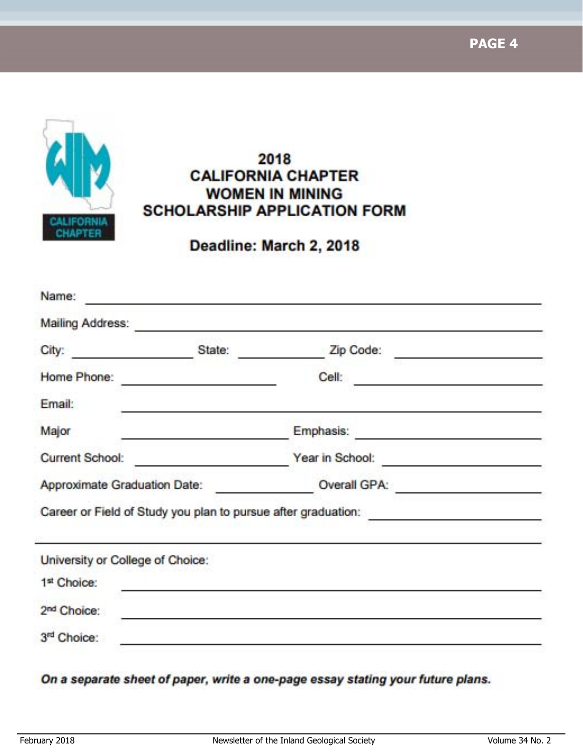CALIFORNIA CHAPTER

# 2018 CALIFORNIA CHAPTER WOMEN IN MINING SCHOLARSHIP APPLICATION FORM

**Deadline: March 2, 2018**

Name: ______________________________________________

Mailing Address: ______________________________________________

City: ________________ State: ____________ Zip Code: ________________

Home Phone: ____________________ Cell: ____________________

Email: ______________________________________________

Major ____________________ Emphasis: ____________________

Current School: ____________________ Year in School: ____________________

Approximate Graduation Date: ______________ Overall GPA: ________________

Career or Field of Study you plan to pursue after graduation: ____________________

______________________________________________

University or College of Choice:

1st Choice: ______________________________________________

2nd Choice: ______________________________________________

3rd Choice: ______________________________________________

***On a separate sheet of paper, write a one-page essay stating your future plans.***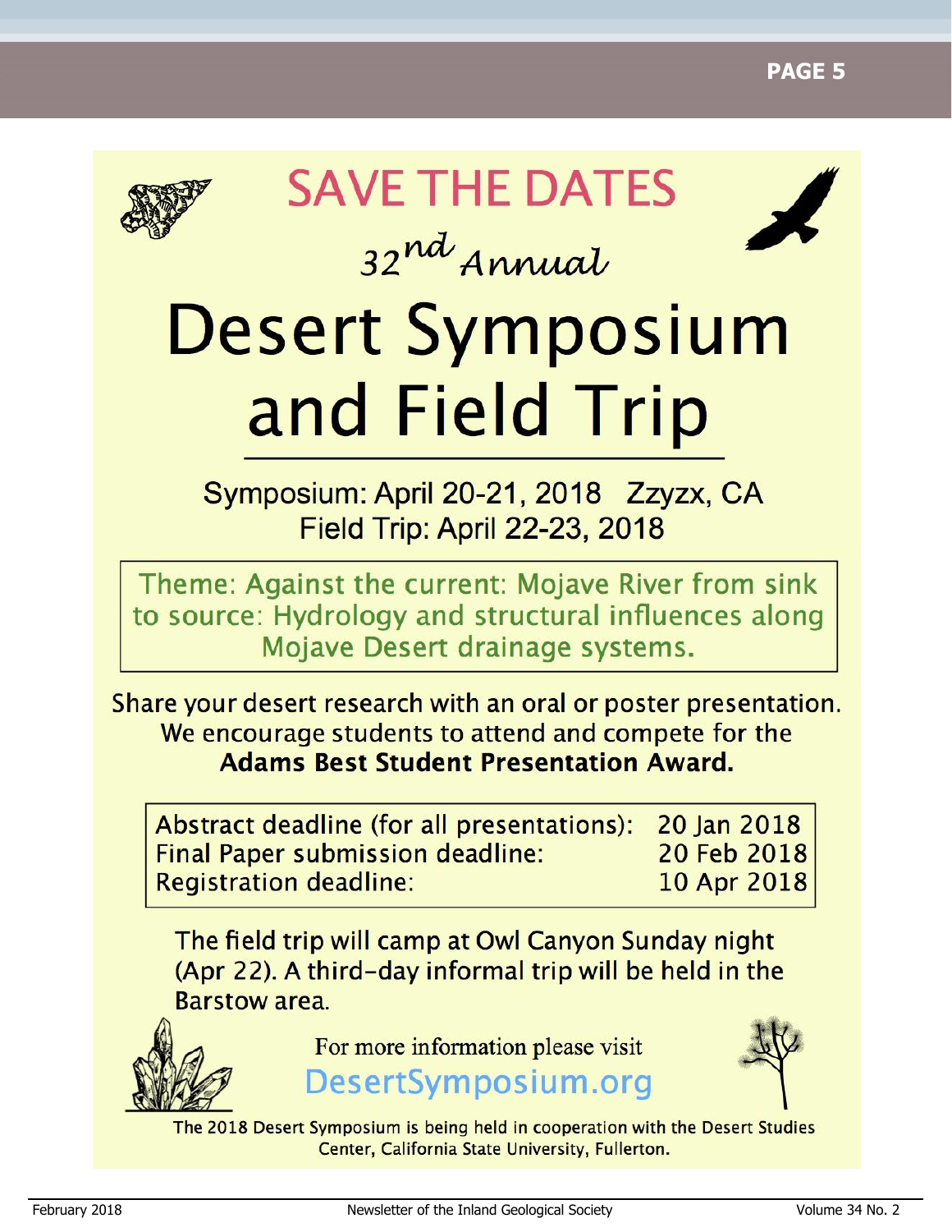# SAVE THE DATES

*32nd Annual*

# Desert Symposium and Field Trip

Symposium: April 20-21, 2018 Zzyzx, CA
Field Trip: April 22-23, 2018

Theme: Against the current: Mojave River from sink to source: Hydrology and structural influences along Mojave Desert drainage systems.

Share your desert research with an oral or poster presentation. We encourage students to attend and compete for the **Adams Best Student Presentation Award.**

| | |
|---|---|
| Abstract deadline (for all presentations): | 20 Jan 2018 |
| Final Paper submission deadline: | 20 Feb 2018 |
| Registration deadline: | 10 Apr 2018 |

The field trip will camp at Owl Canyon Sunday night (Apr 22). A third-day informal trip will be held in the Barstow area.

For more information please visit
DesertSymposium.org

The 2018 Desert Symposium is being held in cooperation with the Desert Studies Center, California State University, Fullerton.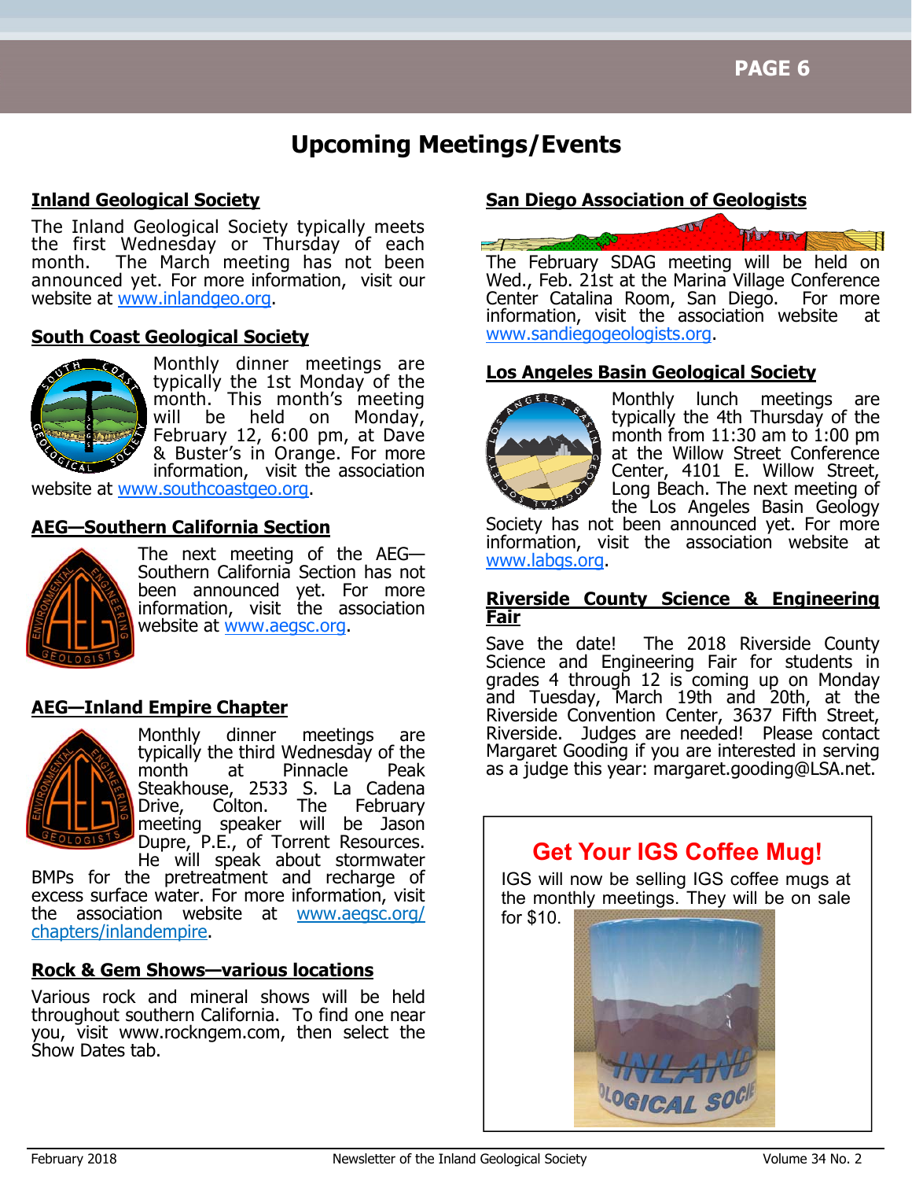# Upcoming Meetings/Events

## Inland Geological Society

The Inland Geological Society typically meets the first Wednesday or Thursday of each month. The March meeting has not been announced yet. For more information, visit our website at www.inlandgeo.org.

## South Coast Geological Society

Monthly dinner meetings are typically the 1st Monday of the month. This month's meeting will be held on Monday, February 12, 6:00 pm, at Dave & Buster's in Orange. For more information, visit the association website at www.southcoastgeo.org.

## AEG—Southern California Section

The next meeting of the AEG—Southern California Section has not been announced yet. For more information, visit the association website at www.aegsc.org.

## AEG—Inland Empire Chapter

Monthly dinner meetings are typically the third Wednesday of the month at Pinnacle Peak Steakhouse, 2533 S. La Cadena Drive, Colton. The February meeting speaker will be Jason Dupre, P.E., of Torrent Resources. He will speak about stormwater BMPs for the pretreatment and recharge of excess surface water. For more information, visit the association website at www.aegsc.org/chapters/inlandempire.

## Rock & Gem Shows—various locations

Various rock and mineral shows will be held throughout southern California. To find one near you, visit www.rockngem.com, then select the Show Dates tab.

## San Diego Association of Geologists

The February SDAG meeting will be held on Wed., Feb. 21st at the Marina Village Conference Center Catalina Room, San Diego. For more information, visit the association website at www.sandiegogeologists.org.

## Los Angeles Basin Geological Society

Monthly lunch meetings are typically the 4th Thursday of the month from 11:30 am to 1:00 pm at the Willow Street Conference Center, 4101 E. Willow Street, Long Beach. The next meeting of the Los Angeles Basin Geology Society has not been announced yet. For more information, visit the association website at www.labgs.org.

## Riverside County Science & Engineering Fair

Save the date! The 2018 Riverside County Science and Engineering Fair for students in grades 4 through 12 is coming up on Monday and Tuesday, March 19th and 20th, at the Riverside Convention Center, 3637 Fifth Street, Riverside. Judges are needed! Please contact Margaret Gooding if you are interested in serving as a judge this year: margaret.gooding@LSA.net.

## Get Your IGS Coffee Mug!

IGS will now be selling IGS coffee mugs at the monthly meetings. They will be on sale for $10.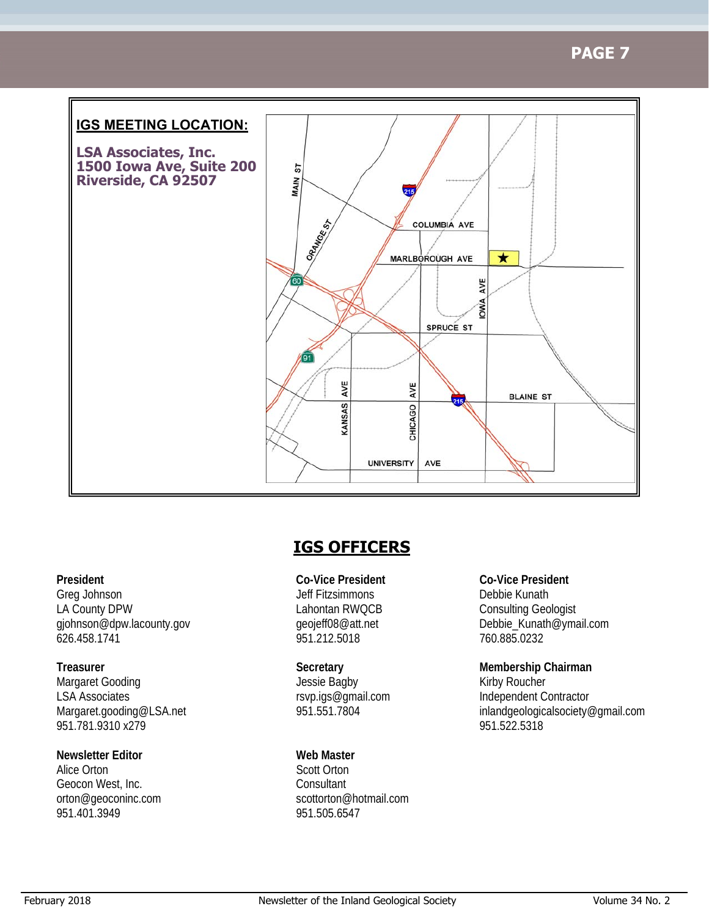## IGS MEETING LOCATION:

**LSA Associates, Inc.**
**1500 Iowa Ave, Suite 200**
**Riverside, CA 92507**

MAIN ST
ORANGE ST
215
COLUMBIA AVE
MARLBOROUGH AVE
60
IOWA AVE
SPRUCE ST
91
KANSAS AVE
CHICAGO AVE
215
BLAINE ST
UNIVERSITY AVE

## IGS OFFICERS

**President**
Greg Johnson
LA County DPW
gjohnson@dpw.lacounty.gov
626.458.1741

**Co-Vice President**
Jeff Fitzsimmons
Lahontan RWQCB
geojeff08@att.net
951.212.5018

**Co-Vice President**
Debbie Kunath
Consulting Geologist
Debbie_Kunath@ymail.com
760.885.0232

**Treasurer**
Margaret Gooding
LSA Associates
Margaret.gooding@LSA.net
951.781.9310 x279

**Secretary**
Jessie Bagby
rsvp.igs@gmail.com
951.551.7804

**Membership Chairman**
Kirby Roucher
Independent Contractor
inlandgeologicalsociety@gmail.com
951.522.5318

**Newsletter Editor**
Alice Orton
Geocon West, Inc.
orton@geoconinc.com
951.401.3949

**Web Master**
Scott Orton
Consultant
scottorton@hotmail.com
951.505.6547